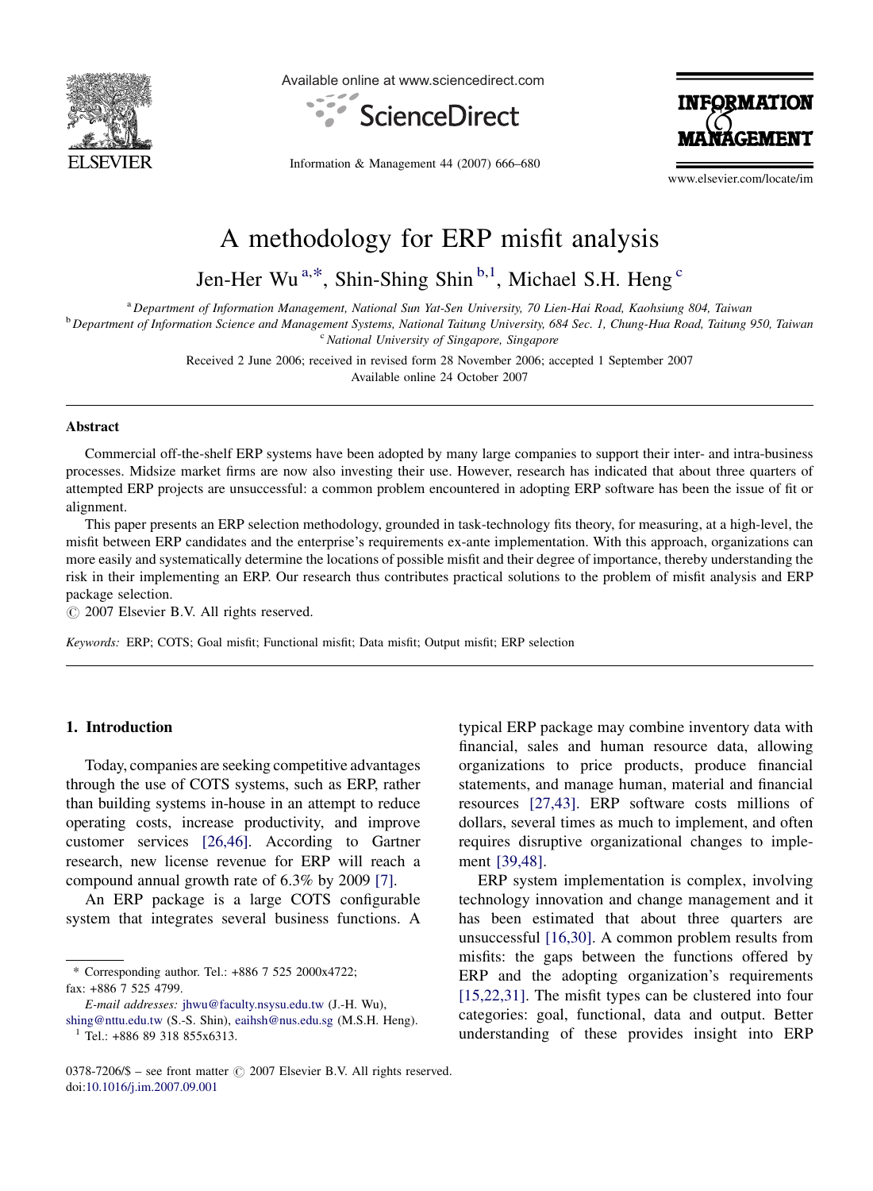# A methodology for ERP misfit analysis

Jen-Her Wu [a,*], Shin-Shing Shin [b,1], Michael S.H. Heng [c]

[a] *Department of Information Management, National Sun Yat-Sen University, 70 Lien-Hai Road, Kaohsiung 804, Taiwan*

[b] *Department of Information Science and Management Systems, National Taitung University, 684 Sec. 1, Chung-Hua Road, Taitung 950, Taiwan*

[c] *National University of Singapore, Singapore*

Received 2 June 2006; received in revised form 28 November 2006; accepted 1 September 2007

Available online 24 October 2007

## Abstract

Commercial off-the-shelf ERP systems have been adopted by many large companies to support their inter- and intra-business processes. Midsize market firms are now also investing their use. However, research has indicated that about three quarters of attempted ERP projects are unsuccessful: a common problem encountered in adopting ERP software has been the issue of fit or alignment.

This paper presents an ERP selection methodology, grounded in task-technology fits theory, for measuring, at a high-level, the misfit between ERP candidates and the enterprise's requirements ex-ante implementation. With this approach, organizations can more easily and systematically determine the locations of possible misfit and their degree of importance, thereby understanding the risk in their implementing an ERP. Our research thus contributes practical solutions to the problem of misfit analysis and ERP package selection.

© 2007 Elsevier B.V. All rights reserved.

*Keywords:* ERP; COTS; Goal misfit; Functional misfit; Data misfit; Output misfit; ERP selection

## 1. Introduction

Today, companies are seeking competitive advantages through the use of COTS systems, such as ERP, rather than building systems in-house in an attempt to reduce operating costs, increase productivity, and improve customer services [26,46]. According to Gartner research, new license revenue for ERP will reach a compound annual growth rate of 6.3% by 2009 [7].

An ERP package is a large COTS configurable system that integrates several business functions. A typical ERP package may combine inventory data with financial, sales and human resource data, allowing organizations to price products, produce financial statements, and manage human, material and financial resources [27,43]. ERP software costs millions of dollars, several times as much to implement, and often requires disruptive organizational changes to implement [39,48].

ERP system implementation is complex, involving technology innovation and change management and it has been estimated that about three quarters are unsuccessful [16,30]. A common problem results from misfits: the gaps between the functions offered by ERP and the adopting organization's requirements [15,22,31]. The misfit types can be clustered into four categories: goal, functional, data and output. Better understanding of these provides insight into ERP

---

\* Corresponding author. Tel.: +886 7 525 2000x4722; fax: +886 7 525 4799.

*E-mail addresses:* jhwu@faculty.nsysu.edu.tw (J.-H. Wu), shing@nttu.edu.tw (S.-S. Shin), eaihsh@nus.edu.sg (M.S.H. Heng).

[1] Tel.: +886 89 318 855x6313.

0378-7206/$ – see front matter © 2007 Elsevier B.V. All rights reserved.
doi:10.1016/j.im.2007.09.001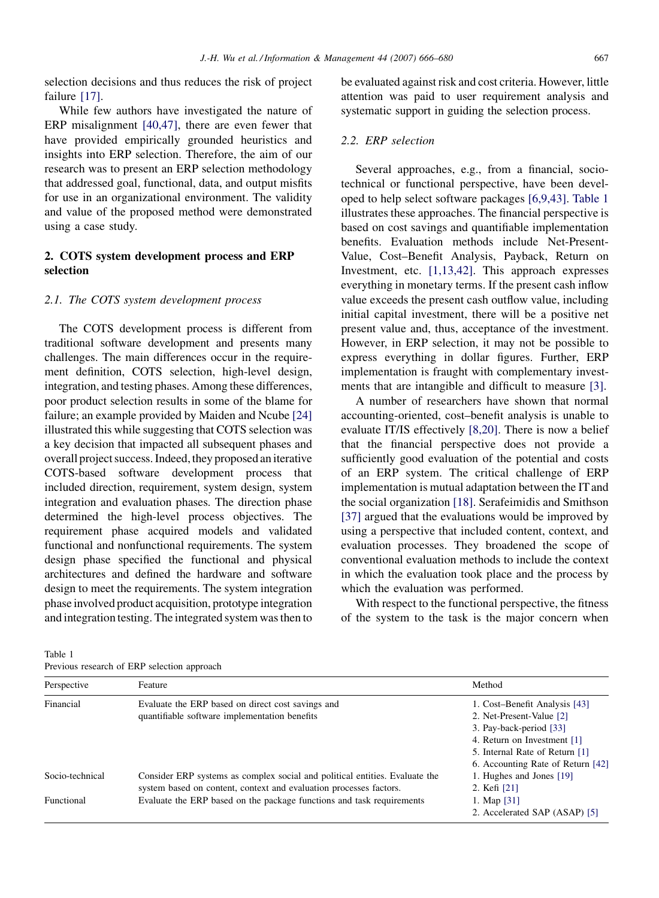selection decisions and thus reduces the risk of project failure [17].

While few authors have investigated the nature of ERP misalignment [40,47], there are even fewer that have provided empirically grounded heuristics and insights into ERP selection. Therefore, the aim of our research was to present an ERP selection methodology that addressed goal, functional, data, and output misfits for use in an organizational environment. The validity and value of the proposed method were demonstrated using a case study.

## 2. COTS system development process and ERP selection

### 2.1. The COTS system development process

The COTS development process is different from traditional software development and presents many challenges. The main differences occur in the requirement definition, COTS selection, high-level design, integration, and testing phases. Among these differences, poor product selection results in some of the blame for failure; an example provided by Maiden and Ncube [24] illustrated this while suggesting that COTS selection was a key decision that impacted all subsequent phases and overall project success. Indeed, they proposed an iterative COTS-based software development process that included direction, requirement, system design, system integration and evaluation phases. The direction phase determined the high-level process objectives. The requirement phase acquired models and validated functional and nonfunctional requirements. The system design phase specified the functional and physical architectures and defined the hardware and software design to meet the requirements. The system integration phase involved product acquisition, prototype integration and integration testing. The integrated system was then to be evaluated against risk and cost criteria. However, little attention was paid to user requirement analysis and systematic support in guiding the selection process.

### 2.2. ERP selection

Several approaches, e.g., from a financial, socio-technical or functional perspective, have been developed to help select software packages [6,9,43]. Table 1 illustrates these approaches. The financial perspective is based on cost savings and quantifiable implementation benefits. Evaluation methods include Net-Present-Value, Cost–Benefit Analysis, Payback, Return on Investment, etc. [1,13,42]. This approach expresses everything in monetary terms. If the present cash inflow value exceeds the present cash outflow value, including initial capital investment, there will be a positive net present value and, thus, acceptance of the investment. However, in ERP selection, it may not be possible to express everything in dollar figures. Further, ERP implementation is fraught with complementary investments that are intangible and difficult to measure [3].

A number of researchers have shown that normal accounting-oriented, cost–benefit analysis is unable to evaluate IT/IS effectively [8,20]. There is now a belief that the financial perspective does not provide a sufficiently good evaluation of the potential and costs of an ERP system. The critical challenge of ERP implementation is mutual adaptation between the IT and the social organization [18]. Serafeimidis and Smithson [37] argued that the evaluations would be improved by using a perspective that included content, context, and evaluation processes. They broadened the scope of conventional evaluation methods to include the context in which the evaluation took place and the process by which the evaluation was performed.

With respect to the functional perspective, the fitness of the system to the task is the major concern when

Table 1
Previous research of ERP selection approach

| Perspective | Feature | Method |
|---|---|---|
| Financial | Evaluate the ERP based on direct cost savings and quantifiable software implementation benefits | 1. Cost–Benefit Analysis [43]<br>2. Net-Present-Value [2]<br>3. Pay-back-period [33]<br>4. Return on Investment [1]<br>5. Internal Rate of Return [1]<br>6. Accounting Rate of Return [42] |
| Socio-technical | Consider ERP systems as complex social and political entities. Evaluate the system based on content, context and evaluation processes factors. | 1. Hughes and Jones [19]<br>2. Kefi [21] |
| Functional | Evaluate the ERP based on the package functions and task requirements | 1. Map [31]<br>2. Accelerated SAP (ASAP) [5] |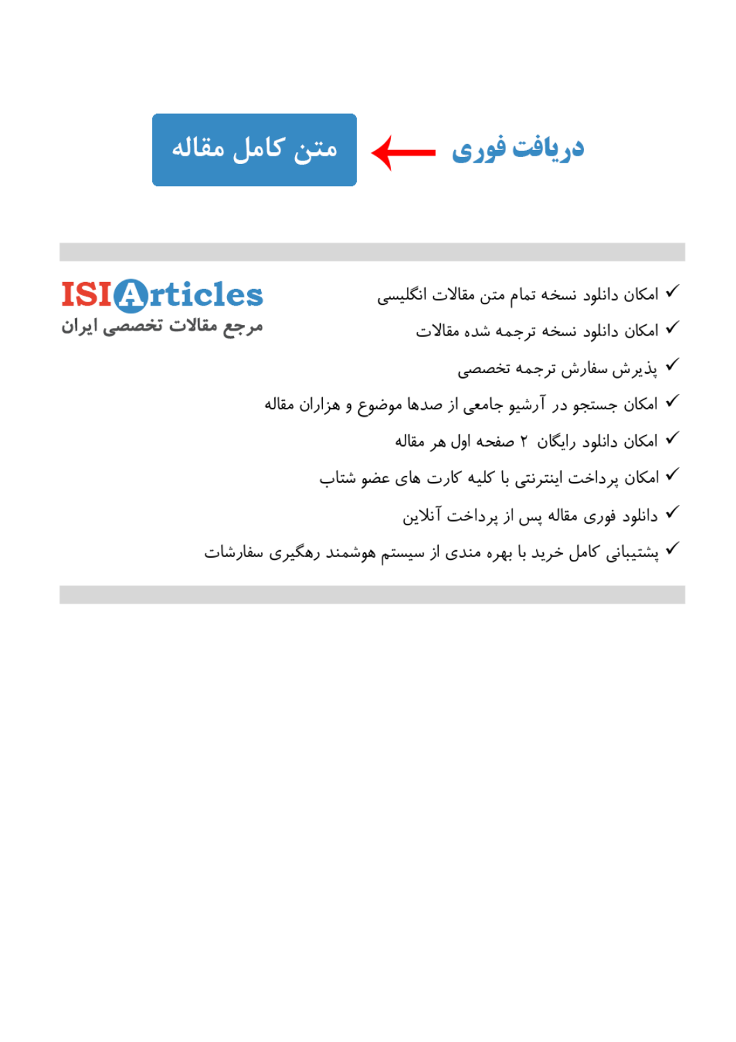دریافت فوری ← **متن کامل مقاله**

**ISIArticles**
مرجع مقالات تخصصی ایران

- ✓ امکان دانلود نسخه تمام متن مقالات انگلیسی
- ✓ امکان دانلود نسخه ترجمه شده مقالات
- ✓ پذیرش سفارش ترجمه تخصصی
- ✓ امکان جستجو در آرشیو جامعی از صدها موضوع و هزاران مقاله
- ✓ امکان دانلود رایگان ۲ صفحه اول هر مقاله
- ✓ امکان پرداخت اینترنتی با کلیه کارت های عضو شتاب
- ✓ دانلود فوری مقاله پس از پرداخت آنلاین
- ✓ پشتیبانی کامل خرید با بهره مندی از سیستم هوشمند رهگیری سفارشات